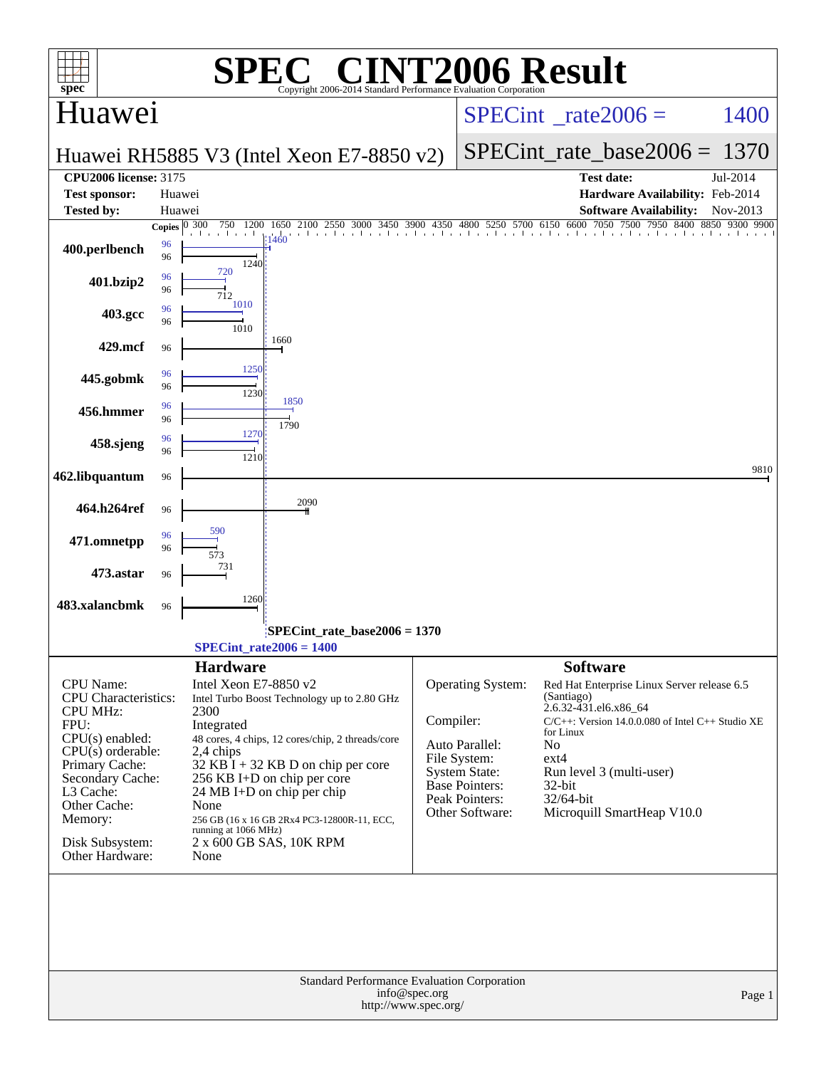# SPEC® CINT2006 Result

Copyright 2006-2014 Standard Performance Evaluation Corporation

## Huawei

**Huawei RH5885 V3 (Intel Xeon E7-8850 v2)**

SPECint_rate2006 = 1400

SPECint_rate_base2006 = 1370

| | | | |
|---|---|---|---|
| **CPU2006 license:** 3175 | | **Test date:** | Jul-2014 |
| **Test sponsor:** | Huawei | **Hardware Availability:** | Feb-2014 |
| **Tested by:** | Huawei | **Software Availability:** | Nov-2013 |

| Benchmark | Copies (peak) | Copies (base) | Peak | Base |
|---|---|---|---|---|
| 400.perlbench | 96 | 96 | 1460 | 1240 |
| 401.bzip2 | 96 | 96 | 720 | 712 |
| 403.gcc | 96 | 96 | 1010 | 1010 |
| 429.mcf | | 96 | | 1660 |
| 445.gobmk | 96 | 96 | 1250 | 1230 |
| 456.hmmer | 96 | 96 | 1850 | 1790 |
| 458.sjeng | 96 | 96 | 1270 | 1210 |
| 462.libquantum | | 96 | | 9810 |
| 464.h264ref | | 96 | | 2090 |
| 471.omnetpp | 96 | 96 | 590 | 573 |
| 473.astar | | 96 | | 731 |
| 483.xalancbmk | | 96 | | 1260 |

SPECint_rate_base2006 = 1370

SPECint_rate2006 = 1400

## Hardware

| | |
|---|---|
| CPU Name: | Intel Xeon E7-8850 v2 |
| CPU Characteristics: | Intel Turbo Boost Technology up to 2.80 GHz |
| CPU MHz: | 2300 |
| FPU: | Integrated |
| CPU(s) enabled: | 48 cores, 4 chips, 12 cores/chip, 2 threads/core |
| CPU(s) orderable: | 2,4 chips |
| Primary Cache: | 32 KB I + 32 KB D on chip per core |
| Secondary Cache: | 256 KB I+D on chip per core |
| L3 Cache: | 24 MB I+D on chip per chip |
| Other Cache: | None |
| Memory: | 256 GB (16 x 16 GB 2Rx4 PC3-12800R-11, ECC, running at 1066 MHz) |
| Disk Subsystem: | 2 x 600 GB SAS, 10K RPM |
| Other Hardware: | None |

## Software

| | |
|---|---|
| Operating System: | Red Hat Enterprise Linux Server release 6.5 (Santiago) 2.6.32-431.el6.x86_64 |
| Compiler: | C/C++: Version 14.0.0.080 of Intel C++ Studio XE for Linux |
| Auto Parallel: | No |
| File System: | ext4 |
| System State: | Run level 3 (multi-user) |
| Base Pointers: | 32-bit |
| Peak Pointers: | 32/64-bit |
| Other Software: | Microquill SmartHeap V10.0 |

Standard Performance Evaluation Corporation
info@spec.org
http://www.spec.org/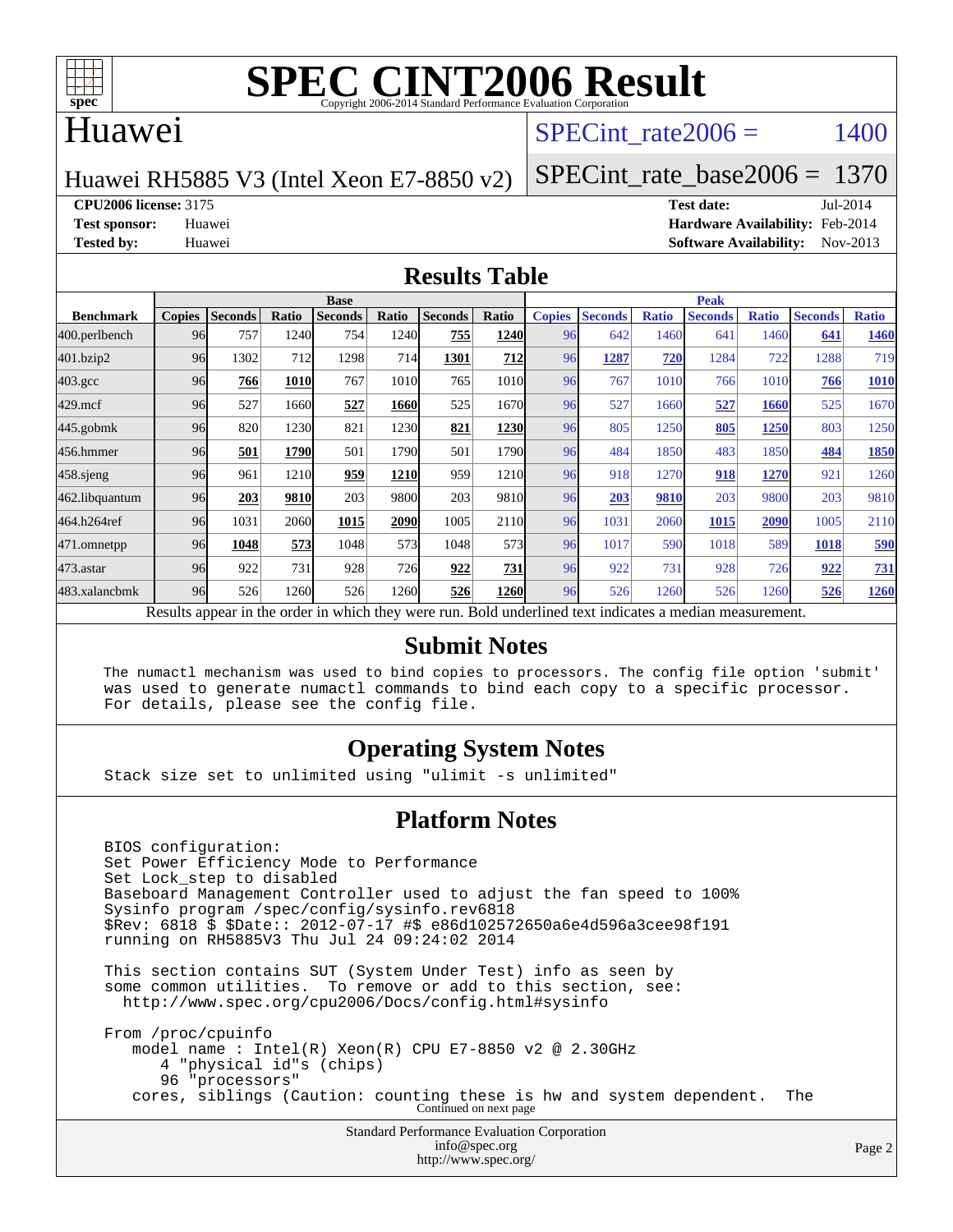# SPEC CINT2006 Result

Copyright 2006-2014 Standard Performance Evaluation Corporation

## Huawei

Huawei RH5885 V3 (Intel Xeon E7-8850 v2)

SPECint_rate2006 = 1400

SPECint_rate_base2006 = 1370

**CPU2006 license:** 3175
**Test sponsor:** Huawei
**Tested by:** Huawei

**Test date:** Jul-2014
**Hardware Availability:** Feb-2014
**Software Availability:** Nov-2013

## Results Table

| Benchmark | Base | | | | | | | Peak | | | | | | |
|---|---|---|---|---|---|---|---|---|---|---|---|---|---|---|
| | Copies | Seconds | Ratio | Seconds | Ratio | Seconds | Ratio | Copies | Seconds | Ratio | Seconds | Ratio | Seconds | Ratio |
| 400.perlbench | 96 | 757 | 1240 | 754 | 1240 | **755** | **1240** | 96 | 642 | 1460 | 641 | 1460 | **641** | **1460** |
| 401.bzip2 | 96 | 1302 | 712 | 1298 | 714 | **1301** | **712** | 96 | **1287** | **720** | 1284 | 722 | 1288 | 719 |
| 403.gcc | 96 | **766** | **1010** | 767 | 1010 | 765 | 1010 | 96 | 767 | 1010 | 766 | 1010 | **766** | **1010** |
| 429.mcf | 96 | 527 | 1660 | **527** | **1660** | 525 | 1670 | 96 | 527 | 1660 | **527** | **1660** | 525 | 1670 |
| 445.gobmk | 96 | 820 | 1230 | 821 | 1230 | **821** | **1230** | 96 | 805 | 1250 | **805** | **1250** | 803 | 1250 |
| 456.hmmer | 96 | **501** | **1790** | 501 | 1790 | 501 | 1790 | 96 | 484 | 1850 | 483 | 1850 | **484** | **1850** |
| 458.sjeng | 96 | 961 | 1210 | **959** | **1210** | 959 | 1210 | 96 | 918 | 1270 | **918** | **1270** | 921 | 1260 |
| 462.libquantum | 96 | **203** | **9810** | 203 | 9800 | 203 | 9810 | 96 | **203** | **9810** | 203 | 9800 | 203 | 9810 |
| 464.h264ref | 96 | 1031 | 2060 | **1015** | **2090** | 1005 | 2110 | 96 | 1031 | 2060 | **1015** | **2090** | 1005 | 2110 |
| 471.omnetpp | 96 | **1048** | **573** | 1048 | 573 | 1048 | 573 | 96 | 1017 | 590 | 1018 | 589 | **1018** | **590** |
| 473.astar | 96 | 922 | 731 | 928 | 726 | **922** | **731** | 96 | 922 | 731 | 928 | 726 | **922** | **731** |
| 483.xalancbmk | 96 | 526 | 1260 | 526 | 1260 | **526** | **1260** | 96 | 526 | 1260 | 526 | 1260 | **526** | **1260** |

Results appear in the order in which they were run. Bold underlined text indicates a median measurement.

## Submit Notes

```
The numactl mechanism was used to bind copies to processors. The config file option 'submit'
was used to generate numactl commands to bind each copy to a specific processor.
For details, please see the config file.
```

## Operating System Notes

```
Stack size set to unlimited using "ulimit -s unlimited"
```

## Platform Notes

```
BIOS configuration:
Set Power Efficiency Mode to Performance
Set Lock_step to disabled
Baseboard Management Controller used to adjust the fan speed to 100%
Sysinfo program /spec/config/sysinfo.rev6818
$Rev: 6818 $ $Date:: 2012-07-17 #$ e86d102572650a6e4d596a3cee98f191
running on RH5885V3 Thu Jul 24 09:24:02 2014

This section contains SUT (System Under Test) info as seen by
some common utilities.  To remove or add to this section, see:
  http://www.spec.org/cpu2006/Docs/config.html#sysinfo

From /proc/cpuinfo
   model name : Intel(R) Xeon(R) CPU E7-8850 v2 @ 2.30GHz
      4 "physical id"s (chips)
      96 "processors"
   cores, siblings (Caution: counting these is hw and system dependent.  The
```

Continued on next page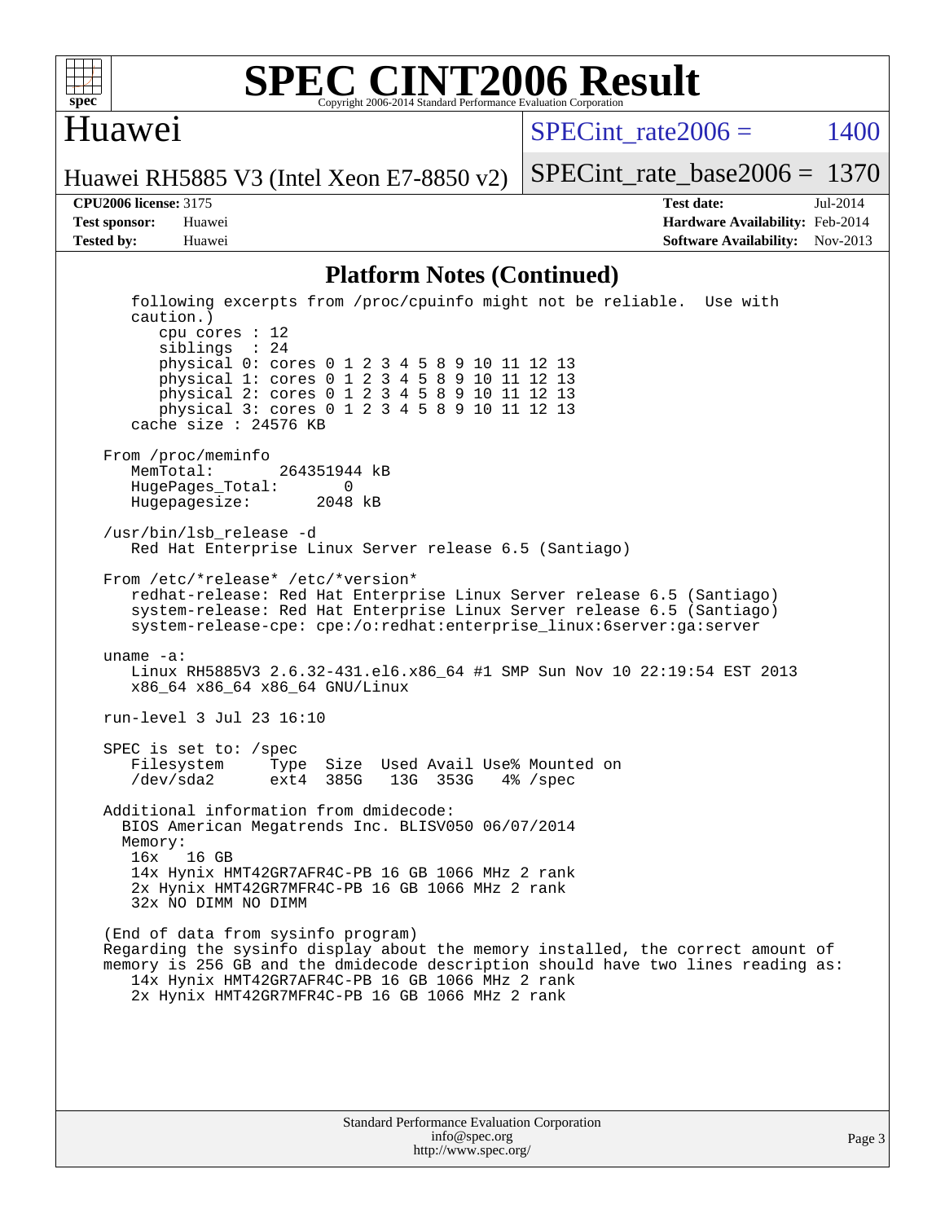## Platform Notes (Continued)

```
   following excerpts from /proc/cpuinfo might not be reliable.  Use with
   caution.)
      cpu cores : 12
      siblings  : 24
      physical 0: cores 0 1 2 3 4 5 8 9 10 11 12 13
      physical 1: cores 0 1 2 3 4 5 8 9 10 11 12 13
      physical 2: cores 0 1 2 3 4 5 8 9 10 11 12 13
      physical 3: cores 0 1 2 3 4 5 8 9 10 11 12 13
   cache size : 24576 KB

From /proc/meminfo
   MemTotal:       264351944 kB
   HugePages_Total:       0
   Hugepagesize:       2048 kB

/usr/bin/lsb_release -d
   Red Hat Enterprise Linux Server release 6.5 (Santiago)

From /etc/*release* /etc/*version*
   redhat-release: Red Hat Enterprise Linux Server release 6.5 (Santiago)
   system-release: Red Hat Enterprise Linux Server release 6.5 (Santiago)
   system-release-cpe: cpe:/o:redhat:enterprise_linux:6server:ga:server

uname -a:
   Linux RH5885V3 2.6.32-431.el6.x86_64 #1 SMP Sun Nov 10 22:19:54 EST 2013
   x86_64 x86_64 x86_64 GNU/Linux

run-level 3 Jul 23 16:10

SPEC is set to: /spec
   Filesystem     Type  Size  Used Avail Use% Mounted on
   /dev/sda2      ext4  385G   13G  353G   4% /spec

Additional information from dmidecode:
  BIOS American Megatrends Inc. BLISV050 06/07/2014
  Memory:
   16x   16 GB
   14x Hynix HMT42GR7AFR4C-PB 16 GB 1066 MHz 2 rank
   2x Hynix HMT42GR7MFR4C-PB 16 GB 1066 MHz 2 rank
   32x NO DIMM NO DIMM

(End of data from sysinfo program)
Regarding the sysinfo display about the memory installed, the correct amount of
memory is 256 GB and the dmidecode description should have two lines reading as:
   14x Hynix HMT42GR7AFR4C-PB 16 GB 1066 MHz 2 rank
   2x Hynix HMT42GR7MFR4C-PB 16 GB 1066 MHz 2 rank
```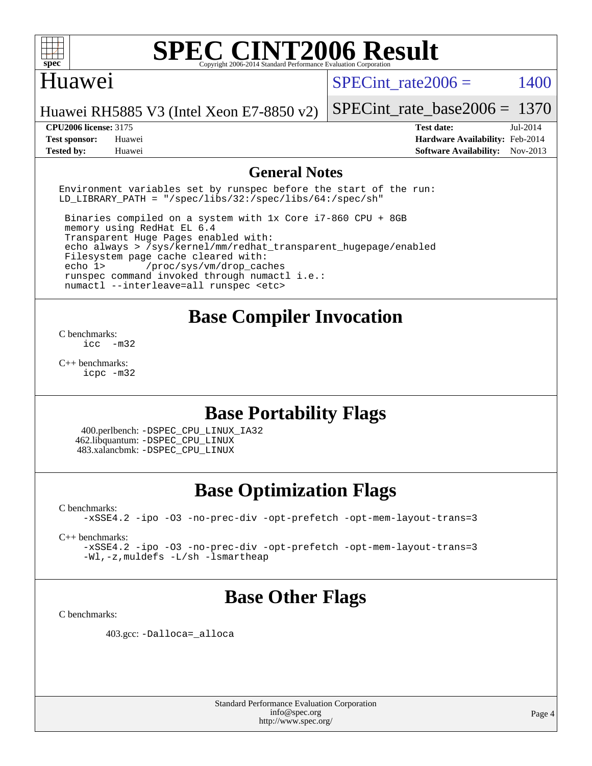# SPEC CINT2006 Result

Copyright 2006-2014 Standard Performance Evaluation Corporation

## Huawei

Huawei RH5885 V3 (Intel Xeon E7-8850 v2)

SPECint_rate2006 = 1400

SPECint_rate_base2006 = 1370

**CPU2006 license:** 3175
**Test sponsor:** Huawei
**Tested by:** Huawei

**Test date:** Jul-2014
**Hardware Availability:** Feb-2014
**Software Availability:** Nov-2013

## General Notes

```
Environment variables set by runspec before the start of the run:
LD_LIBRARY_PATH = "/spec/libs/32:/spec/libs/64:/spec/sh"

 Binaries compiled on a system with 1x Core i7-860 CPU + 8GB
 memory using RedHat EL 6.4
 Transparent Huge Pages enabled with:
 echo always > /sys/kernel/mm/redhat_transparent_hugepage/enabled
 Filesystem page cache cleared with:
 echo 1>       /proc/sys/vm/drop_caches
 runspec command invoked through numactl i.e.:
 numactl --interleave=all runspec <etc>
```

## Base Compiler Invocation

C benchmarks:
`icc -m32`

C++ benchmarks:
`icpc -m32`

## Base Portability Flags

400.perlbench: `-DSPEC_CPU_LINUX_IA32`
462.libquantum: `-DSPEC_CPU_LINUX`
483.xalancbmk: `-DSPEC_CPU_LINUX`

## Base Optimization Flags

C benchmarks:
`-xSSE4.2 -ipo -O3 -no-prec-div -opt-prefetch -opt-mem-layout-trans=3`

C++ benchmarks:
`-xSSE4.2 -ipo -O3 -no-prec-div -opt-prefetch -opt-mem-layout-trans=3 -Wl,-z,muldefs -L/sh -lsmartheap`

## Base Other Flags

C benchmarks:

403.gcc: `-Dalloca=_alloca`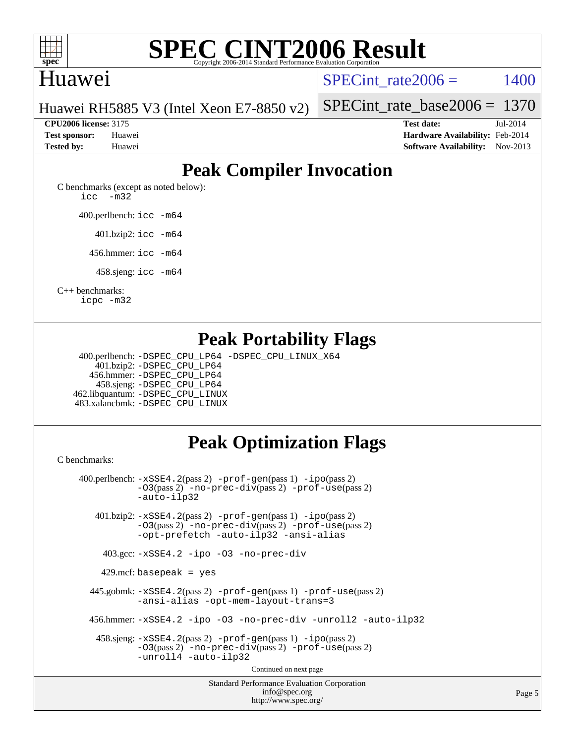# SPEC CINT2006 Result

Copyright 2006-2014 Standard Performance Evaluation Corporation

## Huawei

Huawei RH5885 V3 (Intel Xeon E7-8850 v2)

SPECint_rate2006 = 1400

SPECint_rate_base2006 = 1370

**CPU2006 license:** 3175
**Test sponsor:** Huawei
**Tested by:** Huawei

**Test date:** Jul-2014
**Hardware Availability:** Feb-2014
**Software Availability:** Nov-2013

## Peak Compiler Invocation

C benchmarks (except as noted below):
`icc -m32`

400.perlbench: `icc -m64`

401.bzip2: `icc -m64`

456.hmmer: `icc -m64`

458.sjeng: `icc -m64`

C++ benchmarks:
`icpc -m32`

## Peak Portability Flags

400.perlbench: `-DSPEC_CPU_LP64 -DSPEC_CPU_LINUX_X64`
401.bzip2: `-DSPEC_CPU_LP64`
456.hmmer: `-DSPEC_CPU_LP64`
458.sjeng: `-DSPEC_CPU_LP64`
462.libquantum: `-DSPEC_CPU_LINUX`
483.xalancbmk: `-DSPEC_CPU_LINUX`

## Peak Optimization Flags

C benchmarks:

400.perlbench: `-xSSE4.2`(pass 2) `-prof-gen`(pass 1) `-ipo`(pass 2) `-O3`(pass 2) `-no-prec-div`(pass 2) `-prof-use`(pass 2) `-auto-ilp32`

401.bzip2: `-xSSE4.2`(pass 2) `-prof-gen`(pass 1) `-ipo`(pass 2) `-O3`(pass 2) `-no-prec-div`(pass 2) `-prof-use`(pass 2) `-opt-prefetch -auto-ilp32 -ansi-alias`

403.gcc: `-xSSE4.2 -ipo -O3 -no-prec-div`

429.mcf: `basepeak = yes`

445.gobmk: `-xSSE4.2`(pass 2) `-prof-gen`(pass 1) `-prof-use`(pass 2) `-ansi-alias -opt-mem-layout-trans=3`

456.hmmer: `-xSSE4.2 -ipo -O3 -no-prec-div -unroll2 -auto-ilp32`

458.sjeng: `-xSSE4.2`(pass 2) `-prof-gen`(pass 1) `-ipo`(pass 2) `-O3`(pass 2) `-no-prec-div`(pass 2) `-prof-use`(pass 2) `-unroll4 -auto-ilp32`

Continued on next page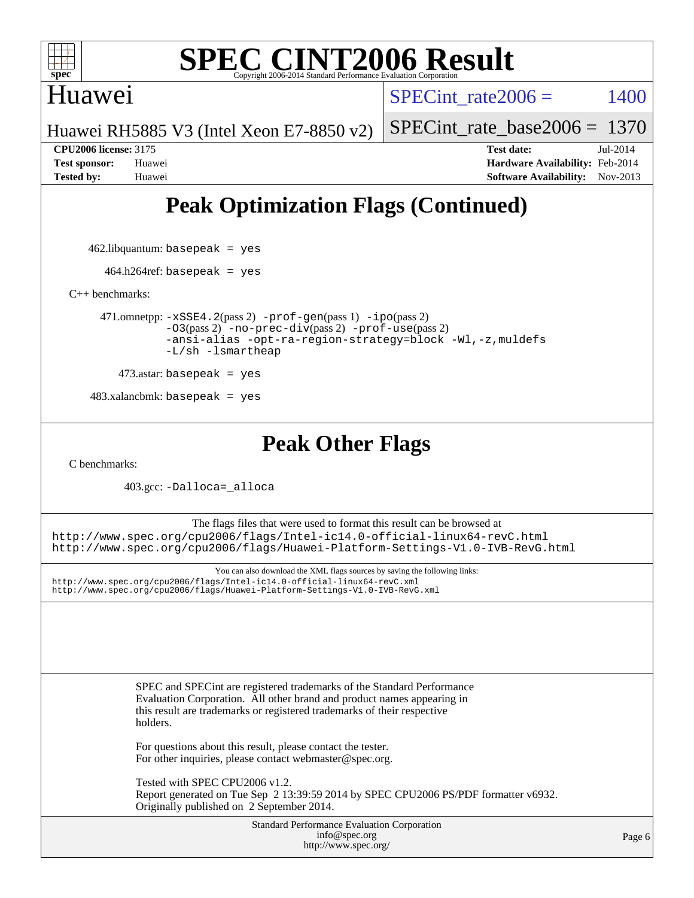# Peak Optimization Flags (Continued)

462.libquantum: basepeak = yes

464.h264ref: basepeak = yes

C++ benchmarks:

471.omnetpp: -xSSE4.2(pass 2) -prof-gen(pass 1) -ipo(pass 2) -O3(pass 2) -no-prec-div(pass 2) -prof-use(pass 2) -ansi-alias -opt-ra-region-strategy=block -Wl,-z,muldefs -L/sh -lsmartheap

473.astar: basepeak = yes

483.xalancbmk: basepeak = yes

# Peak Other Flags

C benchmarks:

403.gcc: -Dalloca=_alloca

The flags files that were used to format this result can be browsed at
http://www.spec.org/cpu2006/flags/Intel-ic14.0-official-linux64-revC.html
http://www.spec.org/cpu2006/flags/Huawei-Platform-Settings-V1.0-IVB-RevG.html

You can also download the XML flags sources by saving the following links:
http://www.spec.org/cpu2006/flags/Intel-ic14.0-official-linux64-revC.xml
http://www.spec.org/cpu2006/flags/Huawei-Platform-Settings-V1.0-IVB-RevG.xml

SPEC and SPECint are registered trademarks of the Standard Performance Evaluation Corporation. All other brand and product names appearing in this result are trademarks or registered trademarks of their respective holders.

For questions about this result, please contact the tester.
For other inquiries, please contact webmaster@spec.org.

Tested with SPEC CPU2006 v1.2.
Report generated on Tue Sep 2 13:39:59 2014 by SPEC CPU2006 PS/PDF formatter v6932.
Originally published on 2 September 2014.